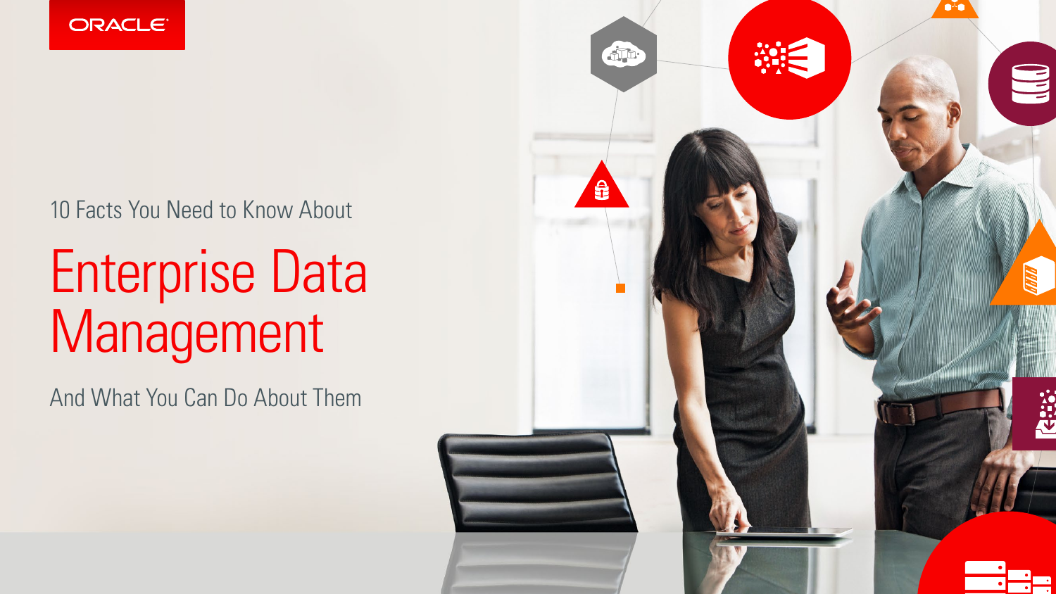ORACLE

10 Facts You Need to Know About

# Enterprise Data Management

And What You Can Do About Them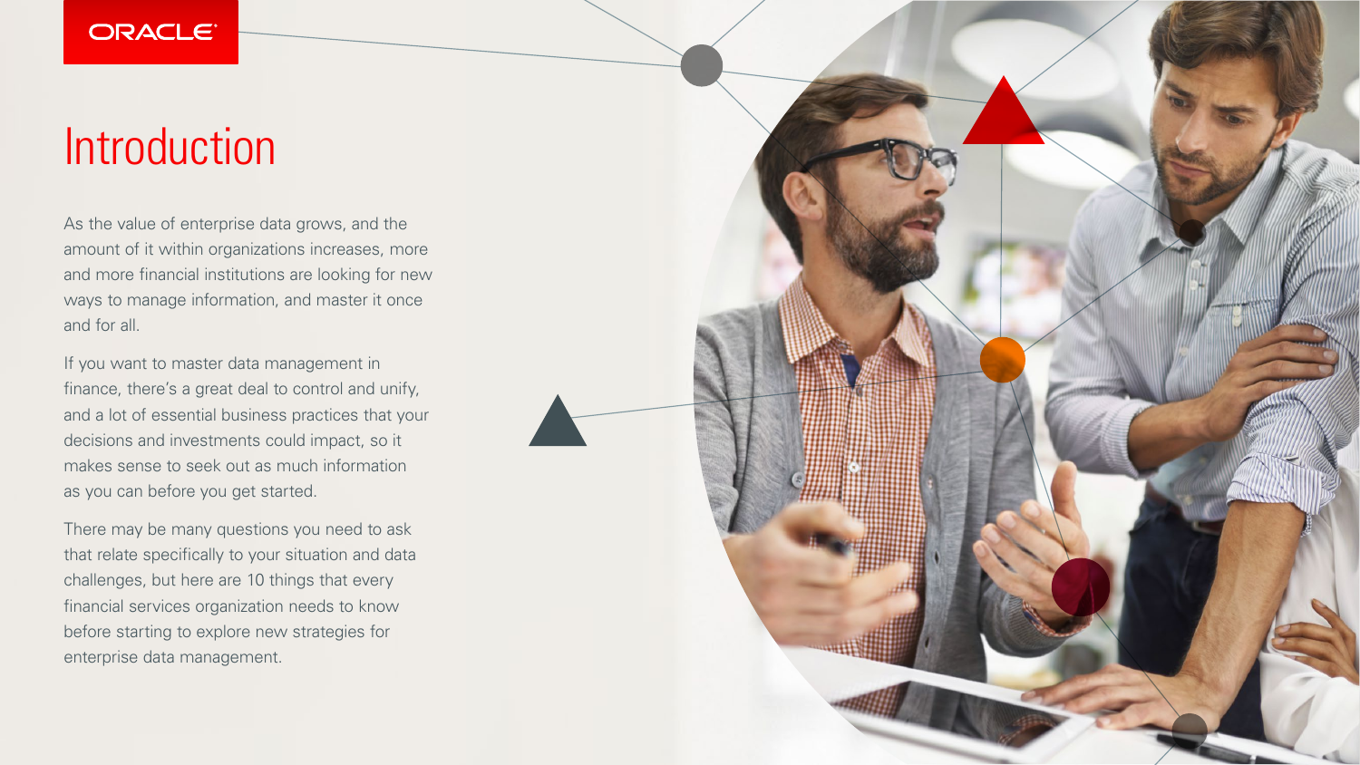# Introduction

As the value of enterprise data grows, and the amount of it within organizations increases, more and more financial institutions are looking for new ways to manage information, and master it once and for all.

If you want to master data management in finance, there's a great deal to control and unify, and a lot of essential business practices that your decisions and investments could impact, so it makes sense to seek out as much information as you can before you get started.

There may be many questions you need to ask that relate specifically to your situation and data challenges, but here are 10 things that every financial services organization needs to know before starting to explore new strategies for enterprise data management.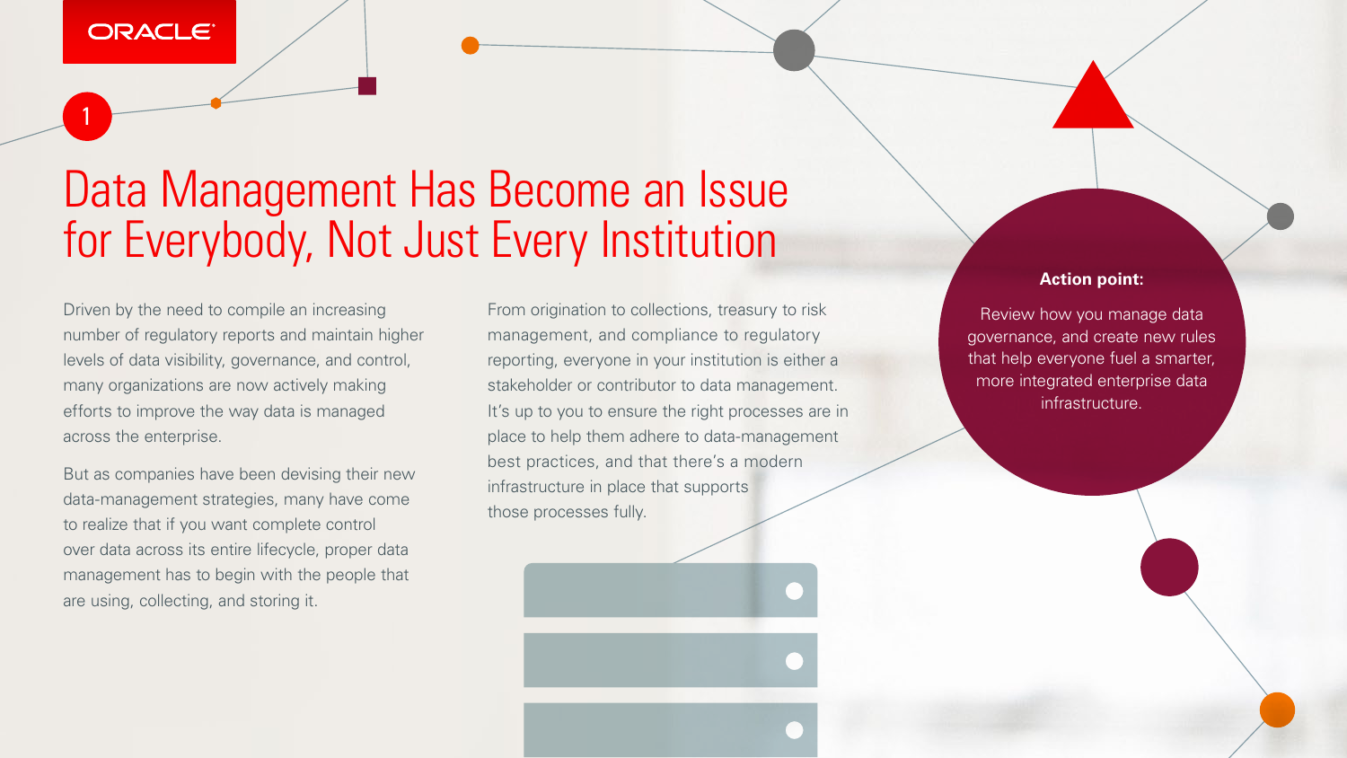1

# Data Management Has Become an Issue for Everybody, Not Just Every Institution

Driven by the need to compile an increasing number of regulatory reports and maintain higher levels of data visibility, governance, and control, many organizations are now actively making efforts to improve the way data is managed across the enterprise.

But as companies have been devising their new data-management strategies, many have come to realize that if you want complete control over data across its entire lifecycle, proper data management has to begin with the people that are using, collecting, and storing it.

From origination to collections, treasury to risk management, and compliance to regulatory reporting, everyone in your institution is either a stakeholder or contributor to data management. It's up to you to ensure the right processes are in place to help them adhere to data-management best practices, and that there's a modern infrastructure in place that supports those processes fully.

**Action point:**

Review how you manage data governance, and create new rules that help everyone fuel a smarter, more integrated enterprise data infrastructure.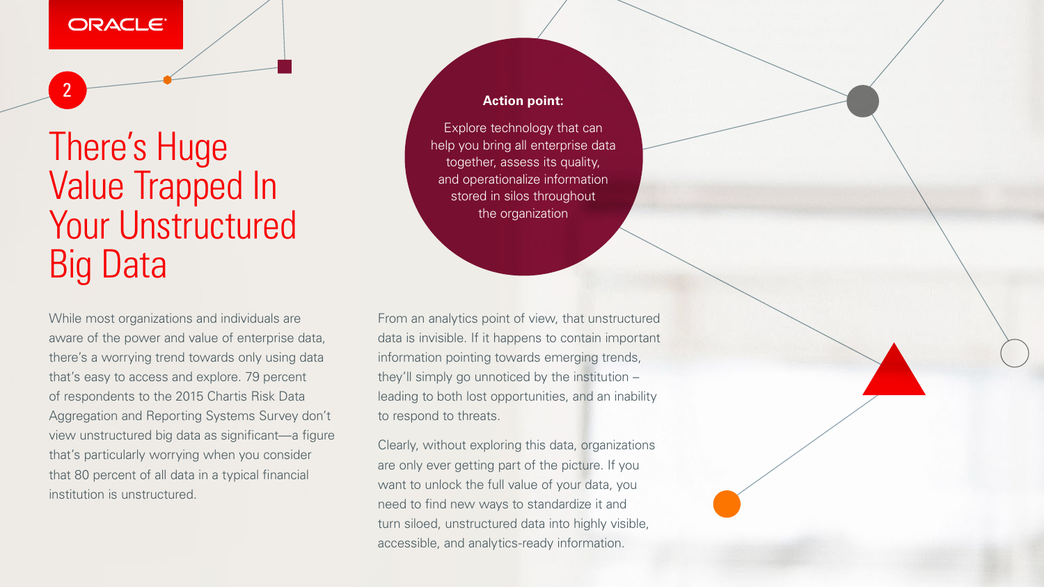2

# There's Huge Value Trapped In Your Unstructured Big Data

**Action point:**

Explore technology that can help you bring all enterprise data together, assess its quality, and operationalize information stored in silos throughout the organization

While most organizations and individuals are aware of the power and value of enterprise data, there's a worrying trend towards only using data that's easy to access and explore. 79 percent of respondents to the 2015 Chartis Risk Data Aggregation and Reporting Systems Survey don't view unstructured big data as significant—a figure that's particularly worrying when you consider that 80 percent of all data in a typical financial institution is unstructured.

From an analytics point of view, that unstructured data is invisible. If it happens to contain important information pointing towards emerging trends, they'll simply go unnoticed by the institution – leading to both lost opportunities, and an inability to respond to threats.

Clearly, without exploring this data, organizations are only ever getting part of the picture. If you want to unlock the full value of your data, you need to find new ways to standardize it and turn siloed, unstructured data into highly visible, accessible, and analytics-ready information.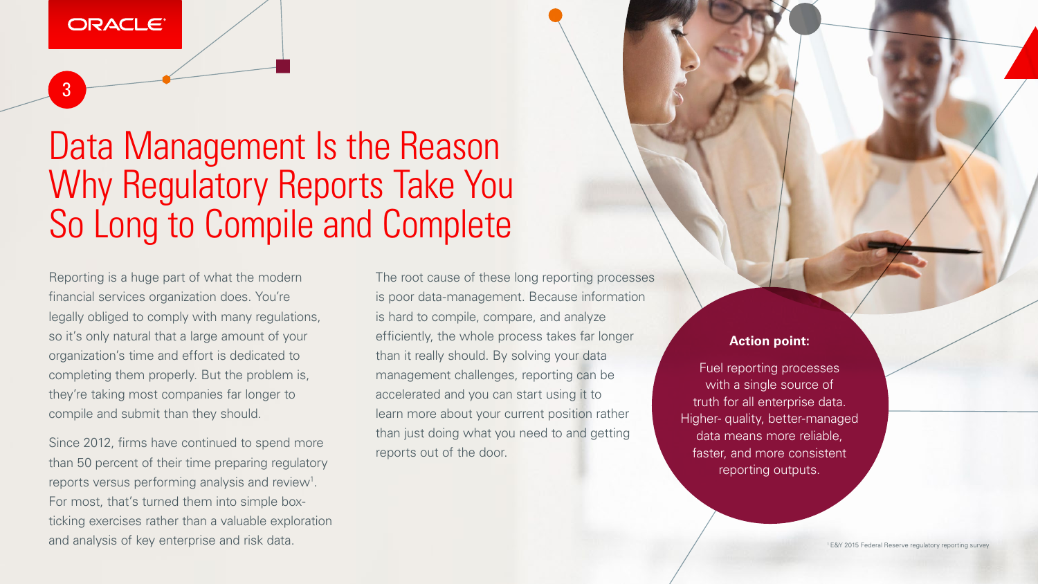# Data Management Is the Reason Why Regulatory Reports Take You So Long to Compile and Complete

Reporting is a huge part of what the modern financial services organization does. You're legally obliged to comply with many regulations, so it's only natural that a large amount of your organization's time and effort is dedicated to completing them properly. But the problem is, they're taking most companies far longer to compile and submit than they should.

Since 2012, firms have continued to spend more than 50 percent of their time preparing regulatory reports versus performing analysis and review[1]. For most, that's turned them into simple box-ticking exercises rather than a valuable exploration and analysis of key enterprise and risk data.

The root cause of these long reporting processes is poor data-management. Because information is hard to compile, compare, and analyze efficiently, the whole process takes far longer than it really should. By solving your data management challenges, reporting can be accelerated and you can start using it to learn more about your current position rather than just doing what you need to and getting reports out of the door.

**Action point:**

Fuel reporting processes with a single source of truth for all enterprise data. Higher- quality, better-managed data means more reliable, faster, and more consistent reporting outputs.

[1] E&Y 2015 Federal Reserve regulatory reporting survey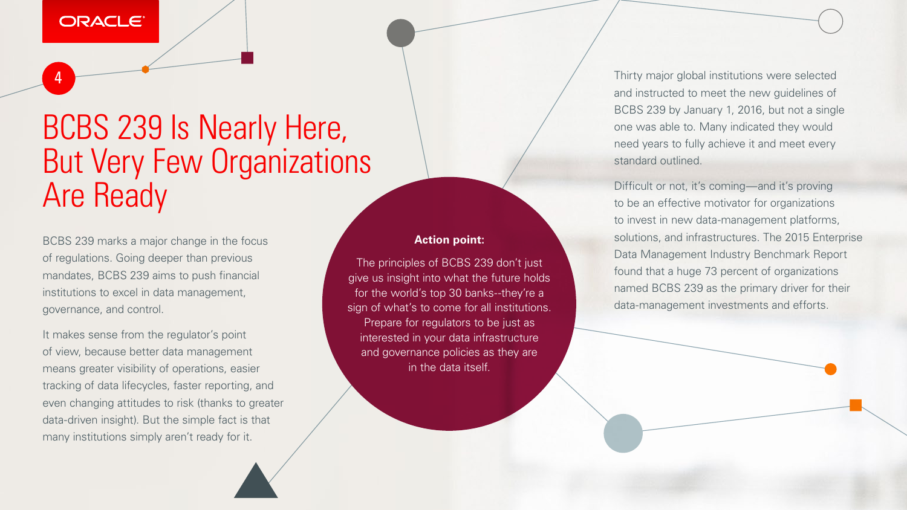# BCBS 239 Is Nearly Here, But Very Few Organizations Are Ready

BCBS 239 marks a major change in the focus of regulations. Going deeper than previous mandates, BCBS 239 aims to push financial institutions to excel in data management, governance, and control.

It makes sense from the regulator's point of view, because better data management means greater visibility of operations, easier tracking of data lifecycles, faster reporting, and even changing attitudes to risk (thanks to greater data-driven insight). But the simple fact is that many institutions simply aren't ready for it.

**Action point:**

The principles of BCBS 239 don't just give us insight into what the future holds for the world's top 30 banks--they're a sign of what's to come for all institutions. Prepare for regulators to be just as interested in your data infrastructure and governance policies as they are in the data itself.

Thirty major global institutions were selected and instructed to meet the new guidelines of BCBS 239 by January 1, 2016, but not a single one was able to. Many indicated they would need years to fully achieve it and meet every standard outlined.

Difficult or not, it's coming—and it's proving to be an effective motivator for organizations to invest in new data-management platforms, solutions, and infrastructures. The 2015 Enterprise Data Management Industry Benchmark Report found that a huge 73 percent of organizations named BCBS 239 as the primary driver for their data-management investments and efforts.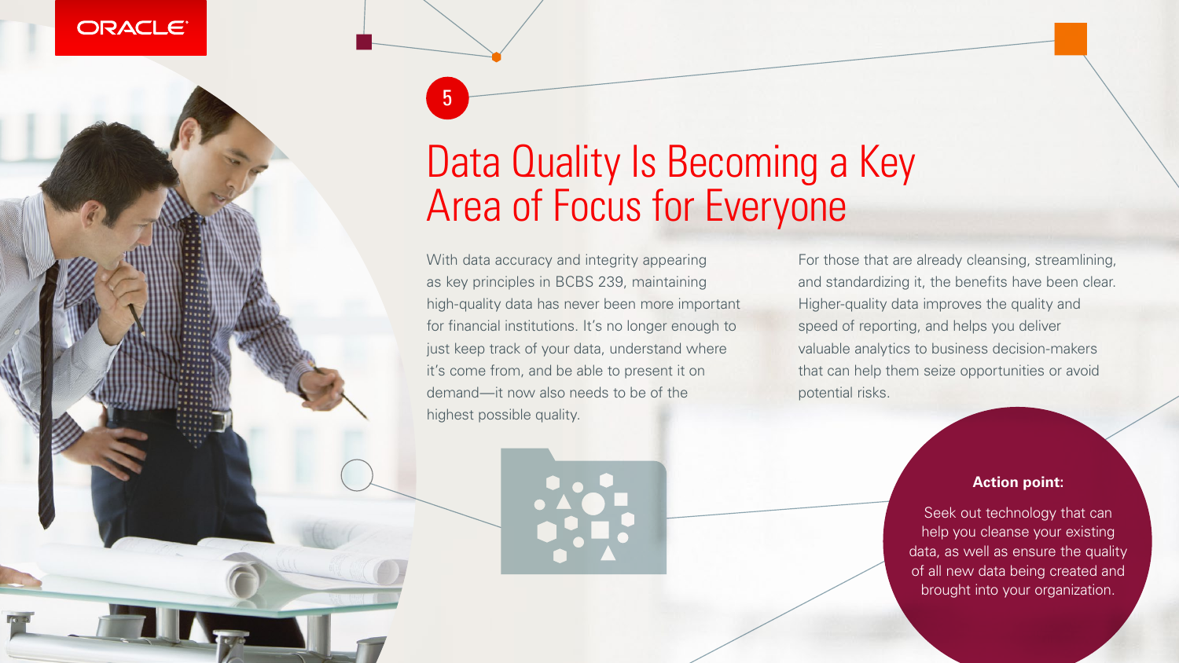5

# Data Quality Is Becoming a Key Area of Focus for Everyone

With data accuracy and integrity appearing as key principles in BCBS 239, maintaining high-quality data has never been more important for financial institutions. It's no longer enough to just keep track of your data, understand where it's come from, and be able to present it on demand—it now also needs to be of the highest possible quality.

For those that are already cleansing, streamlining, and standardizing it, the benefits have been clear. Higher-quality data improves the quality and speed of reporting, and helps you deliver valuable analytics to business decision-makers that can help them seize opportunities or avoid potential risks.

**Action point:**

Seek out technology that can help you cleanse your existing data, as well as ensure the quality of all new data being created and brought into your organization.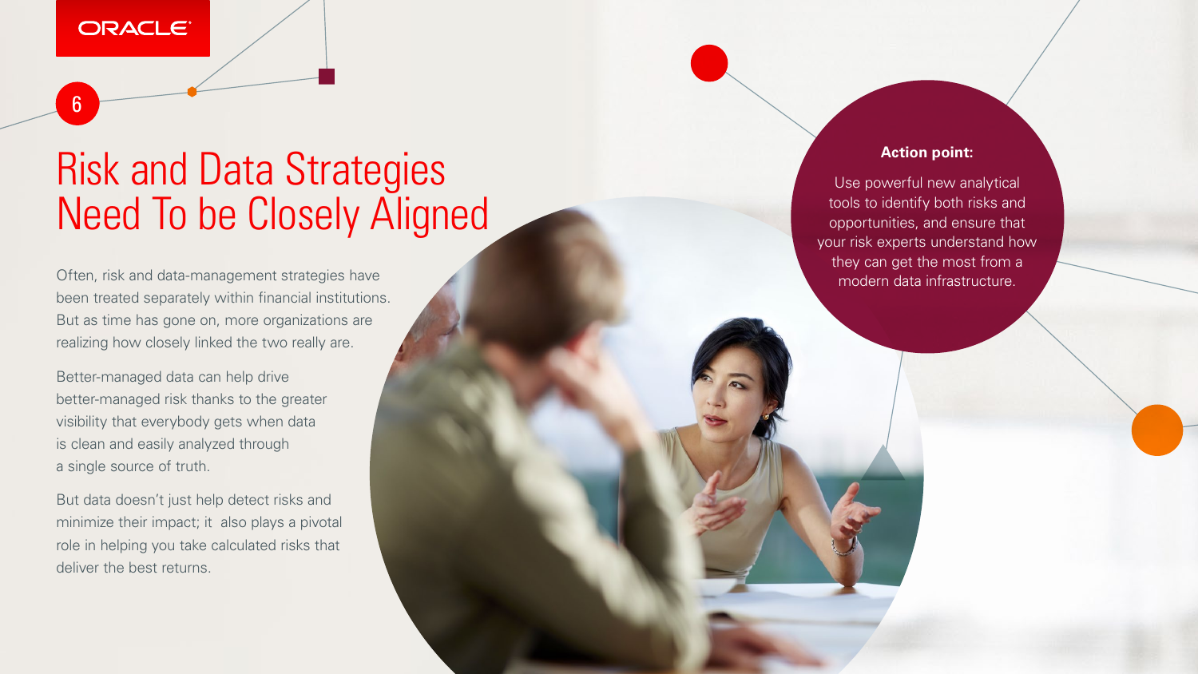# Risk and Data Strategies Need To be Closely Aligned

Often, risk and data-management strategies have been treated separately within financial institutions. But as time has gone on, more organizations are realizing how closely linked the two really are.

Better-managed data can help drive better-managed risk thanks to the greater visibility that everybody gets when data is clean and easily analyzed through a single source of truth.

But data doesn't just help detect risks and minimize their impact; it also plays a pivotal role in helping you take calculated risks that deliver the best returns.

**Action point:**

Use powerful new analytical tools to identify both risks and opportunities, and ensure that your risk experts understand how they can get the most from a modern data infrastructure.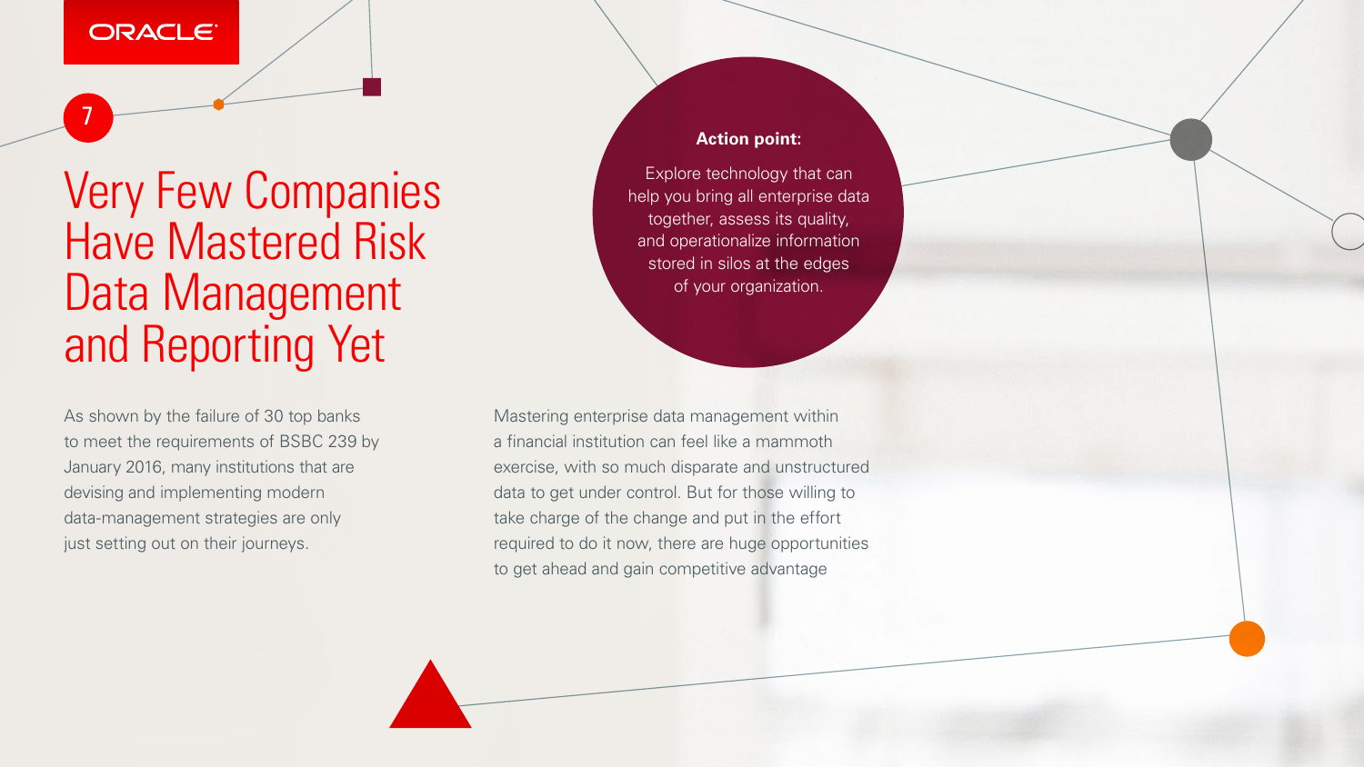7

# Very Few Companies Have Mastered Risk Data Management and Reporting Yet

**Action point:**

Explore technology that can help you bring all enterprise data together, assess its quality, and operationalize information stored in silos at the edges of your organization.

As shown by the failure of 30 top banks to meet the requirements of BSBC 239 by January 2016, many institutions that are devising and implementing modern data-management strategies are only just setting out on their journeys.

Mastering enterprise data management within a financial institution can feel like a mammoth exercise, with so much disparate and unstructured data to get under control. But for those willing to take charge of the change and put in the effort required to do it now, there are huge opportunities to get ahead and gain competitive advantage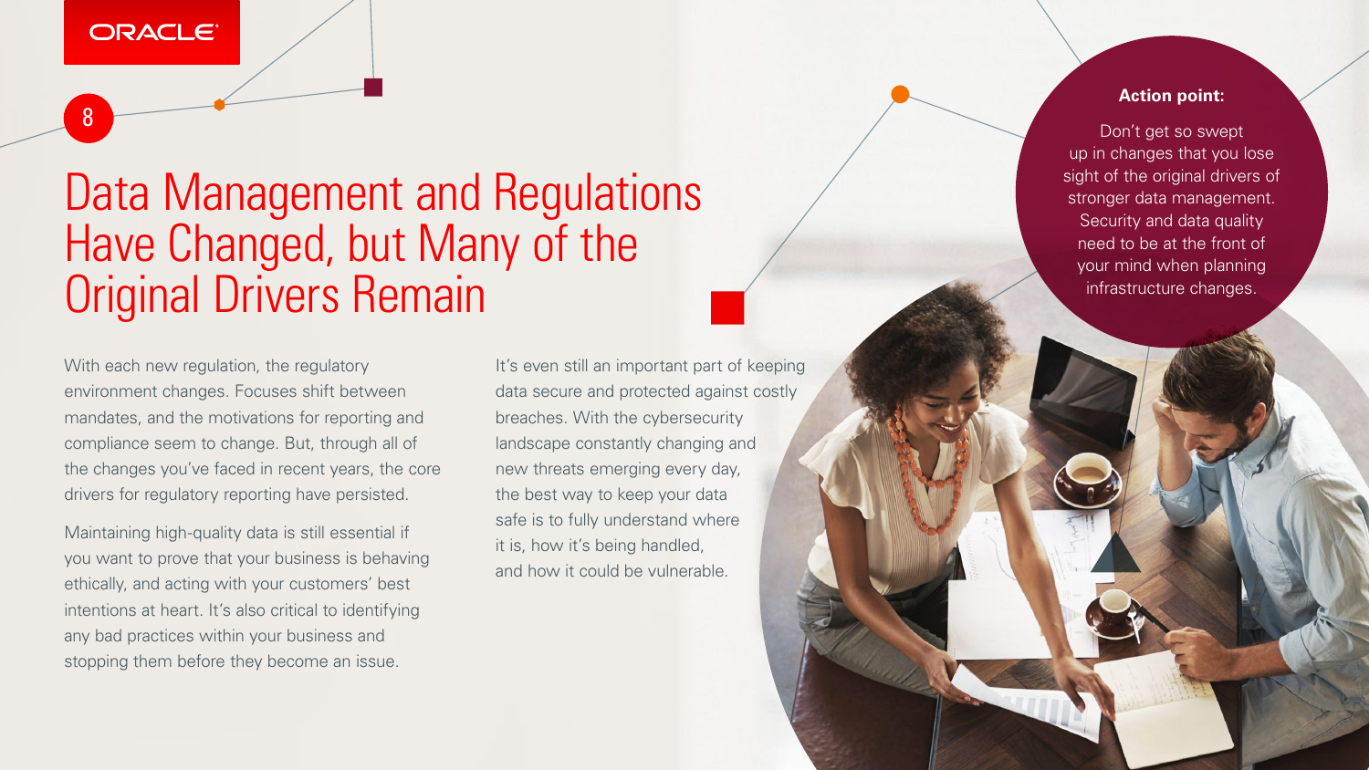# Data Management and Regulations Have Changed, but Many of the Original Drivers Remain

With each new regulation, the regulatory environment changes. Focuses shift between mandates, and the motivations for reporting and compliance seem to change. But, through all of the changes you've faced in recent years, the core drivers for regulatory reporting have persisted.

Maintaining high-quality data is still essential if you want to prove that your business is behaving ethically, and acting with your customers' best intentions at heart. It's also critical to identifying any bad practices within your business and stopping them before they become an issue.

It's even still an important part of keeping data secure and protected against costly breaches. With the cybersecurity landscape constantly changing and new threats emerging every day, the best way to keep your data safe is to fully understand where it is, how it's being handled, and how it could be vulnerable.

**Action point:**

Don't get so swept up in changes that you lose sight of the original drivers of stronger data management. Security and data quality need to be at the front of your mind when planning infrastructure changes.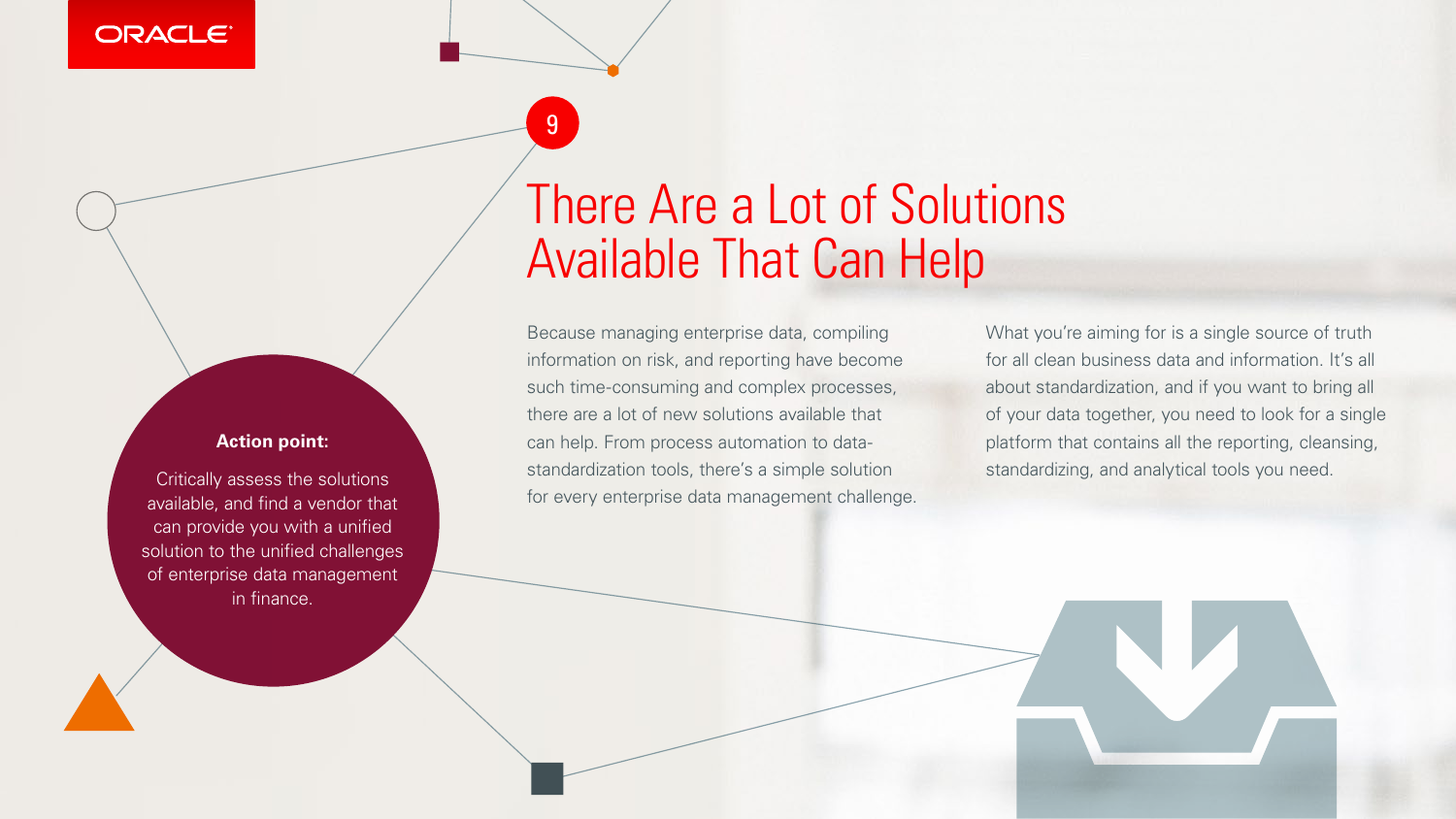# 9

## There Are a Lot of Solutions Available That Can Help

**Action point:**

Critically assess the solutions available, and find a vendor that can provide you with a unified solution to the unified challenges of enterprise data management in finance.

Because managing enterprise data, compiling information on risk, and reporting have become such time-consuming and complex processes, there are a lot of new solutions available that can help. From process automation to data-standardization tools, there's a simple solution for every enterprise data management challenge.

What you're aiming for is a single source of truth for all clean business data and information. It's all about standardization, and if you want to bring all of your data together, you need to look for a single platform that contains all the reporting, cleansing, standardizing, and analytical tools you need.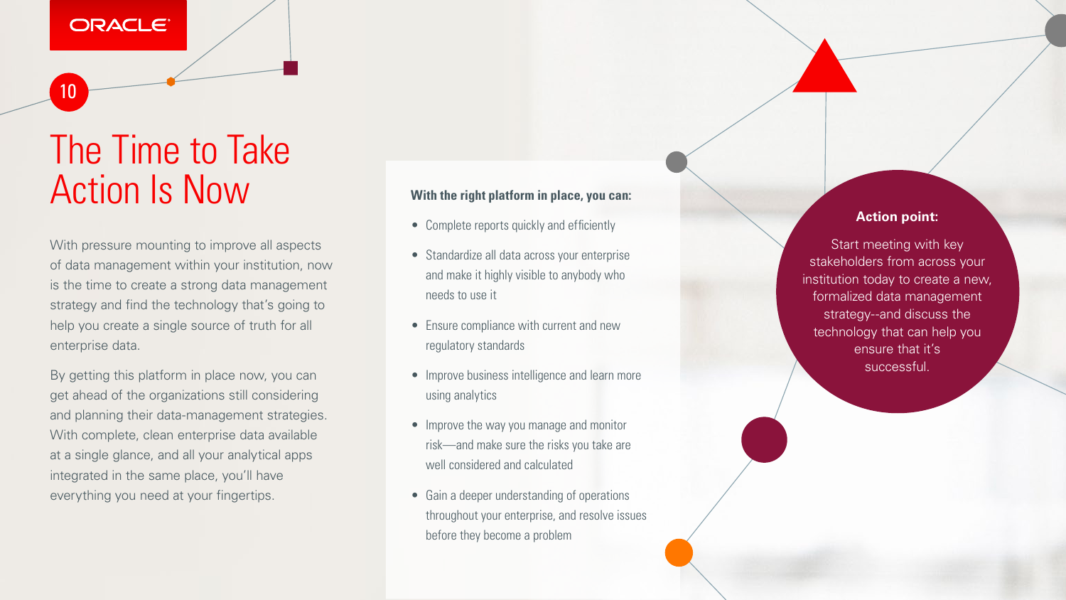# The Time to Take Action Is Now

With pressure mounting to improve all aspects of data management within your institution, now is the time to create a strong data management strategy and find the technology that's going to help you create a single source of truth for all enterprise data.

By getting this platform in place now, you can get ahead of the organizations still considering and planning their data-management strategies. With complete, clean enterprise data available at a single glance, and all your analytical apps integrated in the same place, you'll have everything you need at your fingertips.

**With the right platform in place, you can:**

- Complete reports quickly and efficiently
- Standardize all data across your enterprise and make it highly visible to anybody who needs to use it
- Ensure compliance with current and new regulatory standards
- Improve business intelligence and learn more using analytics
- Improve the way you manage and monitor risk—and make sure the risks you take are well considered and calculated
- Gain a deeper understanding of operations throughout your enterprise, and resolve issues before they become a problem

**Action point:**

Start meeting with key stakeholders from across your institution today to create a new, formalized data management strategy--and discuss the technology that can help you ensure that it's successful.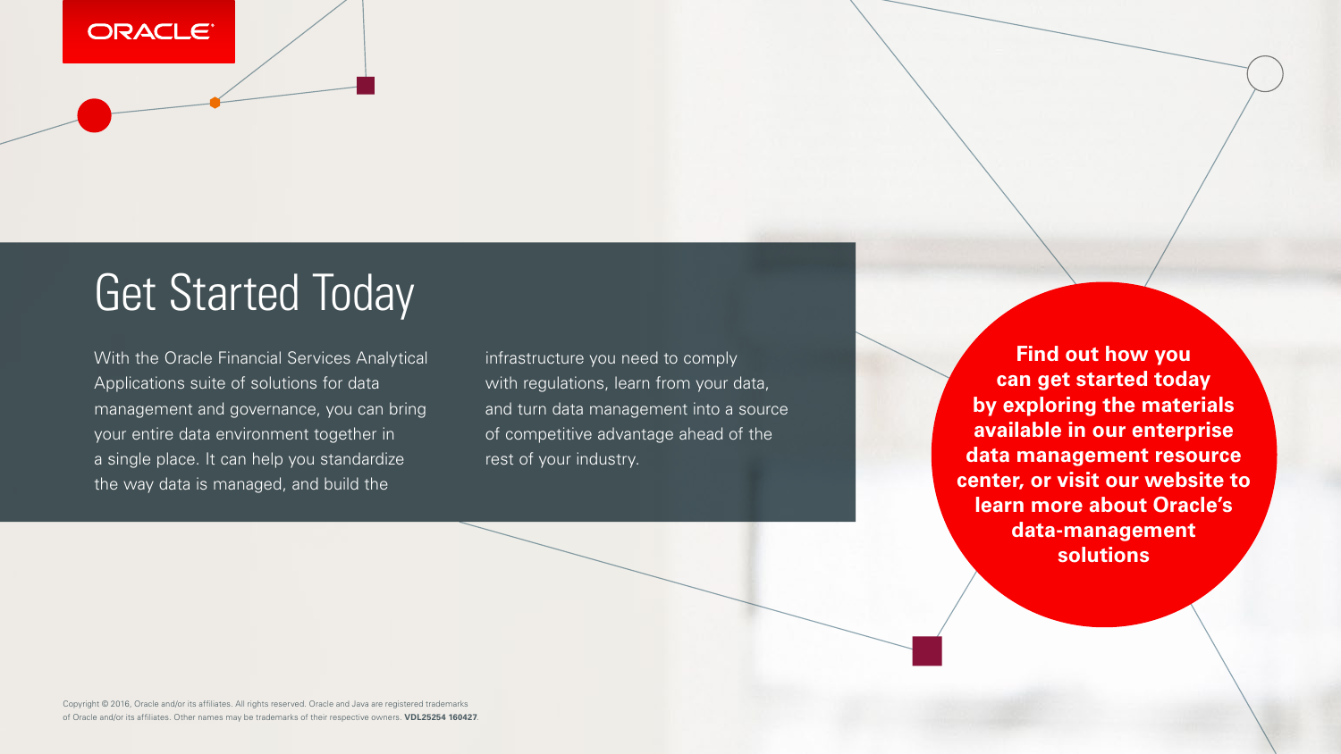# Get Started Today

With the Oracle Financial Services Analytical Applications suite of solutions for data management and governance, you can bring your entire data environment together in a single place. It can help you standardize the way data is managed, and build the infrastructure you need to comply with regulations, learn from your data, and turn data management into a source of competitive advantage ahead of the rest of your industry.

**Find out how you can get started today by exploring the materials available in our enterprise data management resource center, or visit our website to learn more about Oracle's data-management solutions**

Copyright © 2016, Oracle and/or its affiliates. All rights reserved. Oracle and Java are registered trademarks of Oracle and/or its affiliates. Other names may be trademarks of their respective owners. **VDL25254 160427**.